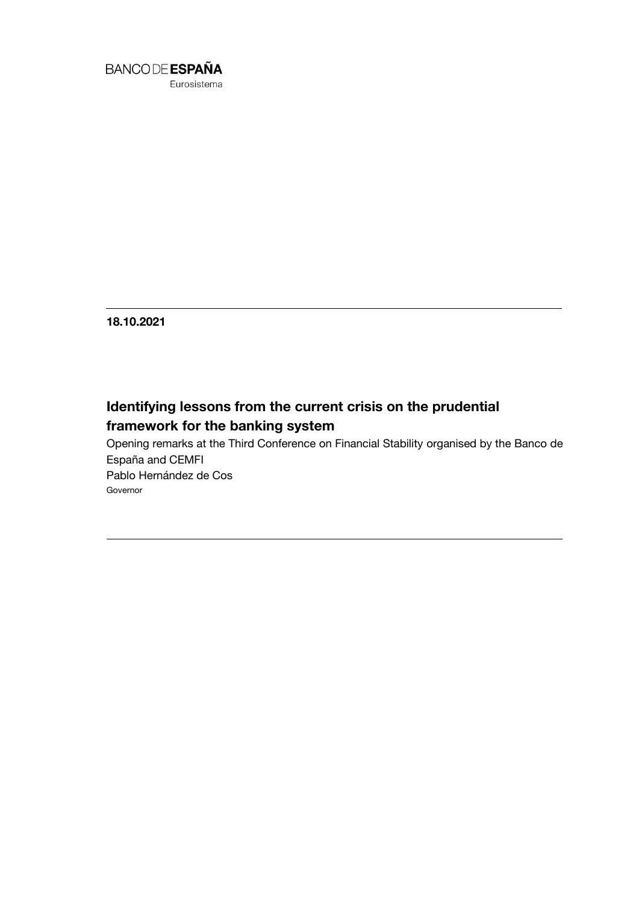BANCO DE **ESPAÑA**

Eurosistema

**18.10.2021**

# Identifying lessons from the current crisis on the prudential framework for the banking system

Opening remarks at the Third Conference on Financial Stability organised by the Banco de España and CEMFI

Pablo Hernández de Cos

Governor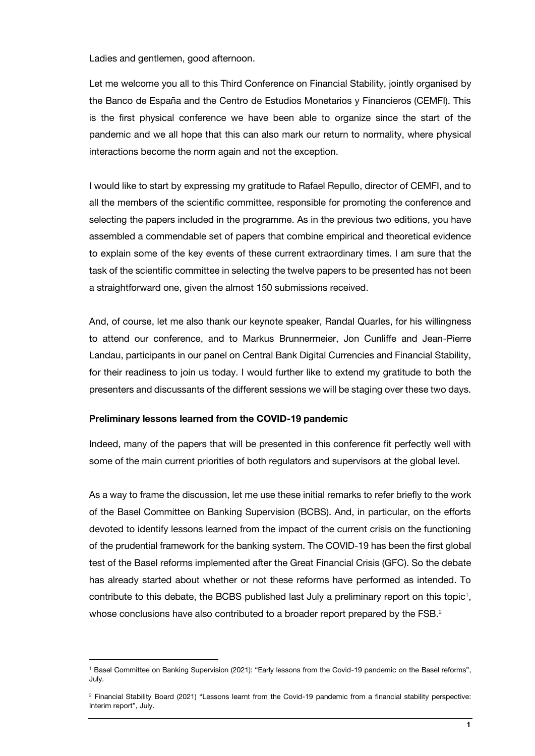Ladies and gentlemen, good afternoon.

Let me welcome you all to this Third Conference on Financial Stability, jointly organised by the Banco de España and the Centro de Estudios Monetarios y Financieros (CEMFI). This is the first physical conference we have been able to organize since the start of the pandemic and we all hope that this can also mark our return to normality, where physical interactions become the norm again and not the exception.

I would like to start by expressing my gratitude to Rafael Repullo, director of CEMFI, and to all the members of the scientific committee, responsible for promoting the conference and selecting the papers included in the programme. As in the previous two editions, you have assembled a commendable set of papers that combine empirical and theoretical evidence to explain some of the key events of these current extraordinary times. I am sure that the task of the scientific committee in selecting the twelve papers to be presented has not been a straightforward one, given the almost 150 submissions received.

And, of course, let me also thank our keynote speaker, Randal Quarles, for his willingness to attend our conference, and to Markus Brunnermeier, Jon Cunliffe and Jean-Pierre Landau, participants in our panel on Central Bank Digital Currencies and Financial Stability, for their readiness to join us today. I would further like to extend my gratitude to both the presenters and discussants of the different sessions we will be staging over these two days.

**Preliminary lessons learned from the COVID-19 pandemic**

Indeed, many of the papers that will be presented in this conference fit perfectly well with some of the main current priorities of both regulators and supervisors at the global level.

As a way to frame the discussion, let me use these initial remarks to refer briefly to the work of the Basel Committee on Banking Supervision (BCBS). And, in particular, on the efforts devoted to identify lessons learned from the impact of the current crisis on the functioning of the prudential framework for the banking system. The COVID-19 has been the first global test of the Basel reforms implemented after the Great Financial Crisis (GFC). So the debate has already started about whether or not these reforms have performed as intended. To contribute to this debate, the BCBS published last July a preliminary report on this topic[1], whose conclusions have also contributed to a broader report prepared by the FSB.[2]

---

[1] Basel Committee on Banking Supervision (2021): "Early lessons from the Covid-19 pandemic on the Basel reforms", July.

[2] Financial Stability Board (2021) "Lessons learnt from the Covid-19 pandemic from a financial stability perspective: Interim report", July.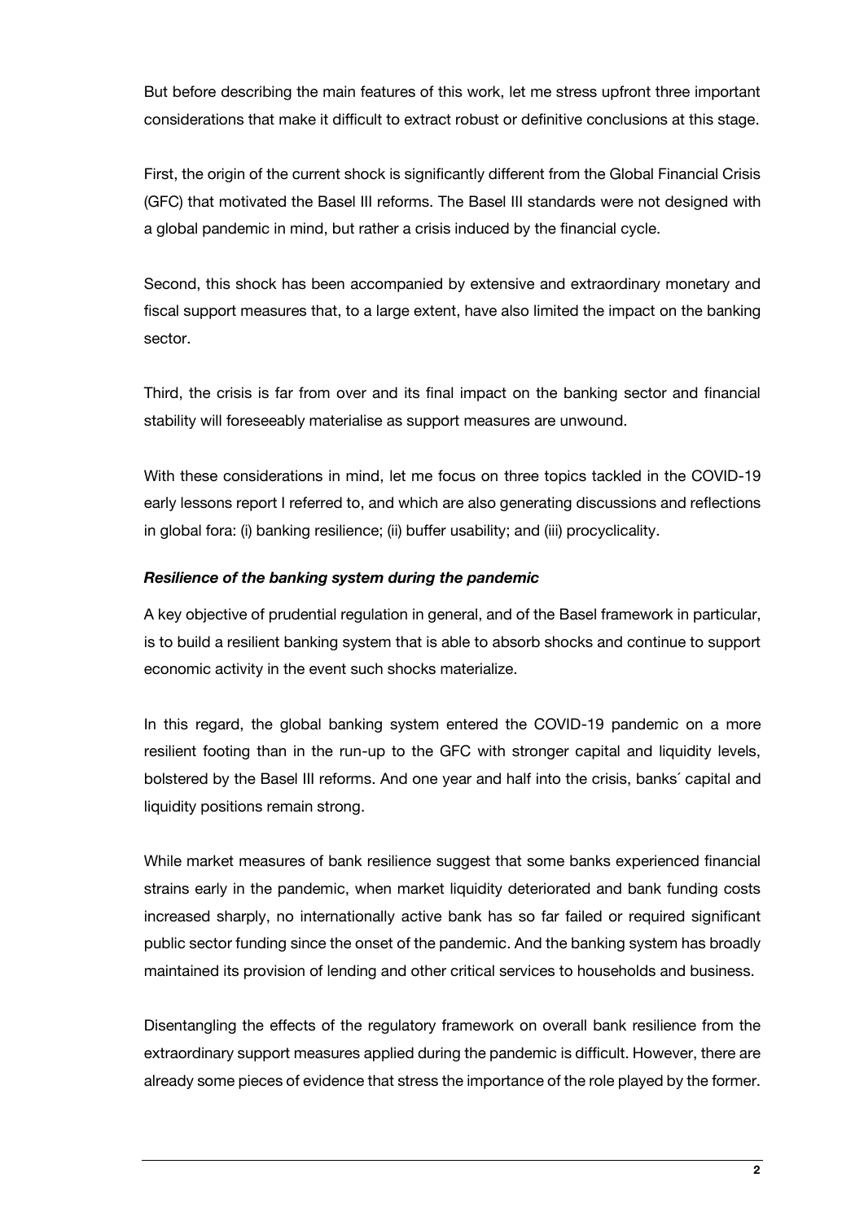But before describing the main features of this work, let me stress upfront three important considerations that make it difficult to extract robust or definitive conclusions at this stage.

First, the origin of the current shock is significantly different from the Global Financial Crisis (GFC) that motivated the Basel III reforms. The Basel III standards were not designed with a global pandemic in mind, but rather a crisis induced by the financial cycle.

Second, this shock has been accompanied by extensive and extraordinary monetary and fiscal support measures that, to a large extent, have also limited the impact on the banking sector.

Third, the crisis is far from over and its final impact on the banking sector and financial stability will foreseeably materialise as support measures are unwound.

With these considerations in mind, let me focus on three topics tackled in the COVID-19 early lessons report I referred to, and which are also generating discussions and reflections in global fora: (i) banking resilience; (ii) buffer usability; and (iii) procyclicality.

***Resilience of the banking system during the pandemic***

A key objective of prudential regulation in general, and of the Basel framework in particular, is to build a resilient banking system that is able to absorb shocks and continue to support economic activity in the event such shocks materialize.

In this regard, the global banking system entered the COVID-19 pandemic on a more resilient footing than in the run-up to the GFC with stronger capital and liquidity levels, bolstered by the Basel III reforms. And one year and half into the crisis, banks´ capital and liquidity positions remain strong.

While market measures of bank resilience suggest that some banks experienced financial strains early in the pandemic, when market liquidity deteriorated and bank funding costs increased sharply, no internationally active bank has so far failed or required significant public sector funding since the onset of the pandemic. And the banking system has broadly maintained its provision of lending and other critical services to households and business.

Disentangling the effects of the regulatory framework on overall bank resilience from the extraordinary support measures applied during the pandemic is difficult. However, there are already some pieces of evidence that stress the importance of the role played by the former.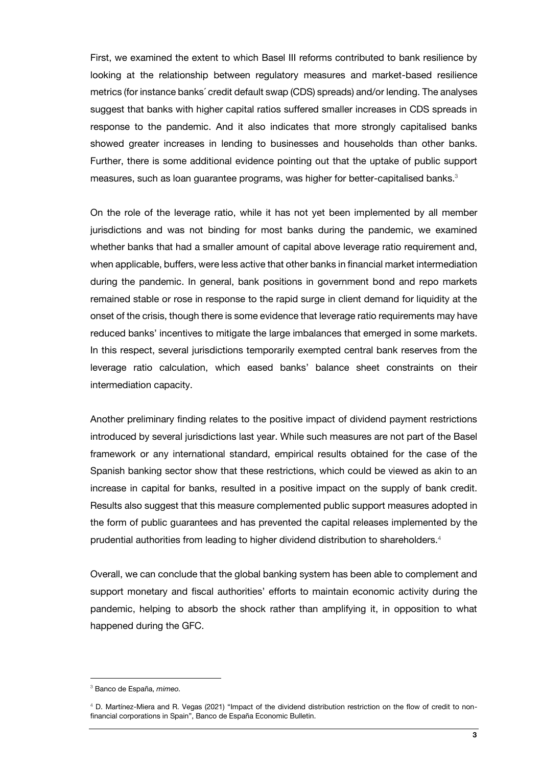First, we examined the extent to which Basel III reforms contributed to bank resilience by looking at the relationship between regulatory measures and market-based resilience metrics (for instance banks´ credit default swap (CDS) spreads) and/or lending. The analyses suggest that banks with higher capital ratios suffered smaller increases in CDS spreads in response to the pandemic. And it also indicates that more strongly capitalised banks showed greater increases in lending to businesses and households than other banks. Further, there is some additional evidence pointing out that the uptake of public support measures, such as loan guarantee programs, was higher for better-capitalised banks.[3]

On the role of the leverage ratio, while it has not yet been implemented by all member jurisdictions and was not binding for most banks during the pandemic, we examined whether banks that had a smaller amount of capital above leverage ratio requirement and, when applicable, buffers, were less active that other banks in financial market intermediation during the pandemic. In general, bank positions in government bond and repo markets remained stable or rose in response to the rapid surge in client demand for liquidity at the onset of the crisis, though there is some evidence that leverage ratio requirements may have reduced banks' incentives to mitigate the large imbalances that emerged in some markets. In this respect, several jurisdictions temporarily exempted central bank reserves from the leverage ratio calculation, which eased banks' balance sheet constraints on their intermediation capacity.

Another preliminary finding relates to the positive impact of dividend payment restrictions introduced by several jurisdictions last year. While such measures are not part of the Basel framework or any international standard, empirical results obtained for the case of the Spanish banking sector show that these restrictions, which could be viewed as akin to an increase in capital for banks, resulted in a positive impact on the supply of bank credit. Results also suggest that this measure complemented public support measures adopted in the form of public guarantees and has prevented the capital releases implemented by the prudential authorities from leading to higher dividend distribution to shareholders.[4]

Overall, we can conclude that the global banking system has been able to complement and support monetary and fiscal authorities' efforts to maintain economic activity during the pandemic, helping to absorb the shock rather than amplifying it, in opposition to what happened during the GFC.

---

[3] Banco de España, *mimeo.*

[4] D. Martínez-Miera and R. Vegas (2021) "Impact of the dividend distribution restriction on the flow of credit to non-financial corporations in Spain", Banco de España Economic Bulletin.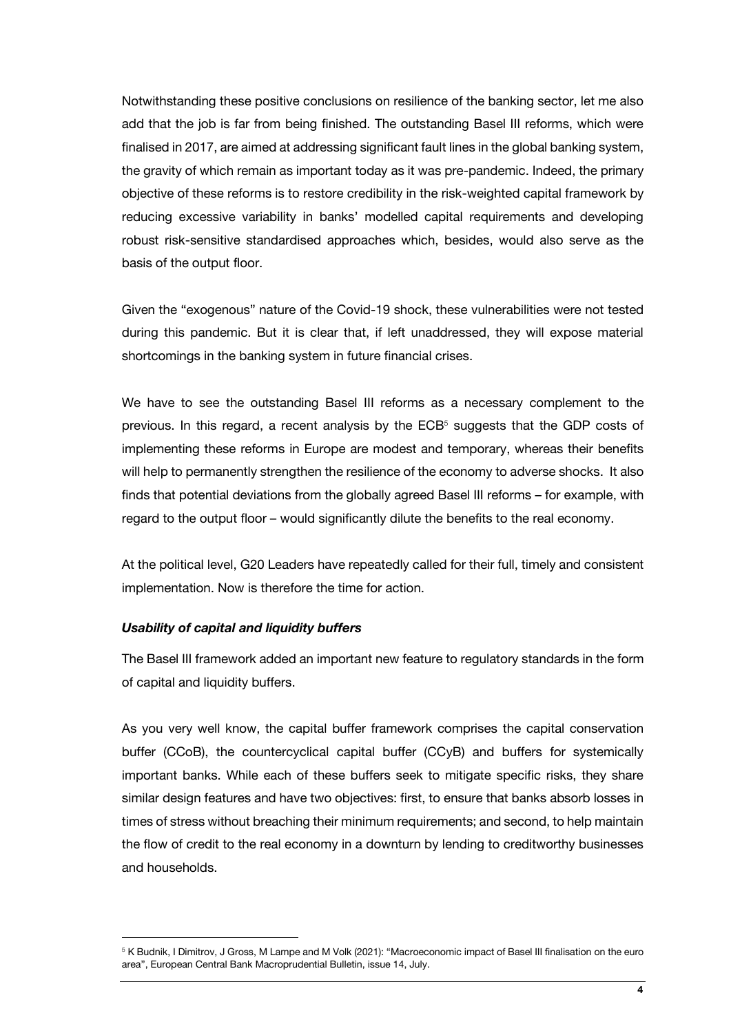Notwithstanding these positive conclusions on resilience of the banking sector, let me also add that the job is far from being finished. The outstanding Basel III reforms, which were finalised in 2017, are aimed at addressing significant fault lines in the global banking system, the gravity of which remain as important today as it was pre-pandemic. Indeed, the primary objective of these reforms is to restore credibility in the risk-weighted capital framework by reducing excessive variability in banks' modelled capital requirements and developing robust risk-sensitive standardised approaches which, besides, would also serve as the basis of the output floor.

Given the "exogenous" nature of the Covid-19 shock, these vulnerabilities were not tested during this pandemic. But it is clear that, if left unaddressed, they will expose material shortcomings in the banking system in future financial crises.

We have to see the outstanding Basel III reforms as a necessary complement to the previous. In this regard, a recent analysis by the ECB[5] suggests that the GDP costs of implementing these reforms in Europe are modest and temporary, whereas their benefits will help to permanently strengthen the resilience of the economy to adverse shocks. It also finds that potential deviations from the globally agreed Basel III reforms – for example, with regard to the output floor – would significantly dilute the benefits to the real economy.

At the political level, G20 Leaders have repeatedly called for their full, timely and consistent implementation. Now is therefore the time for action.

### *Usability of capital and liquidity buffers*

The Basel III framework added an important new feature to regulatory standards in the form of capital and liquidity buffers.

As you very well know, the capital buffer framework comprises the capital conservation buffer (CCoB), the countercyclical capital buffer (CCyB) and buffers for systemically important banks. While each of these buffers seek to mitigate specific risks, they share similar design features and have two objectives: first, to ensure that banks absorb losses in times of stress without breaching their minimum requirements; and second, to help maintain the flow of credit to the real economy in a downturn by lending to creditworthy businesses and households.

[5] K Budnik, I Dimitrov, J Gross, M Lampe and M Volk (2021): "Macroeconomic impact of Basel III finalisation on the euro area", European Central Bank Macroprudential Bulletin, issue 14, July.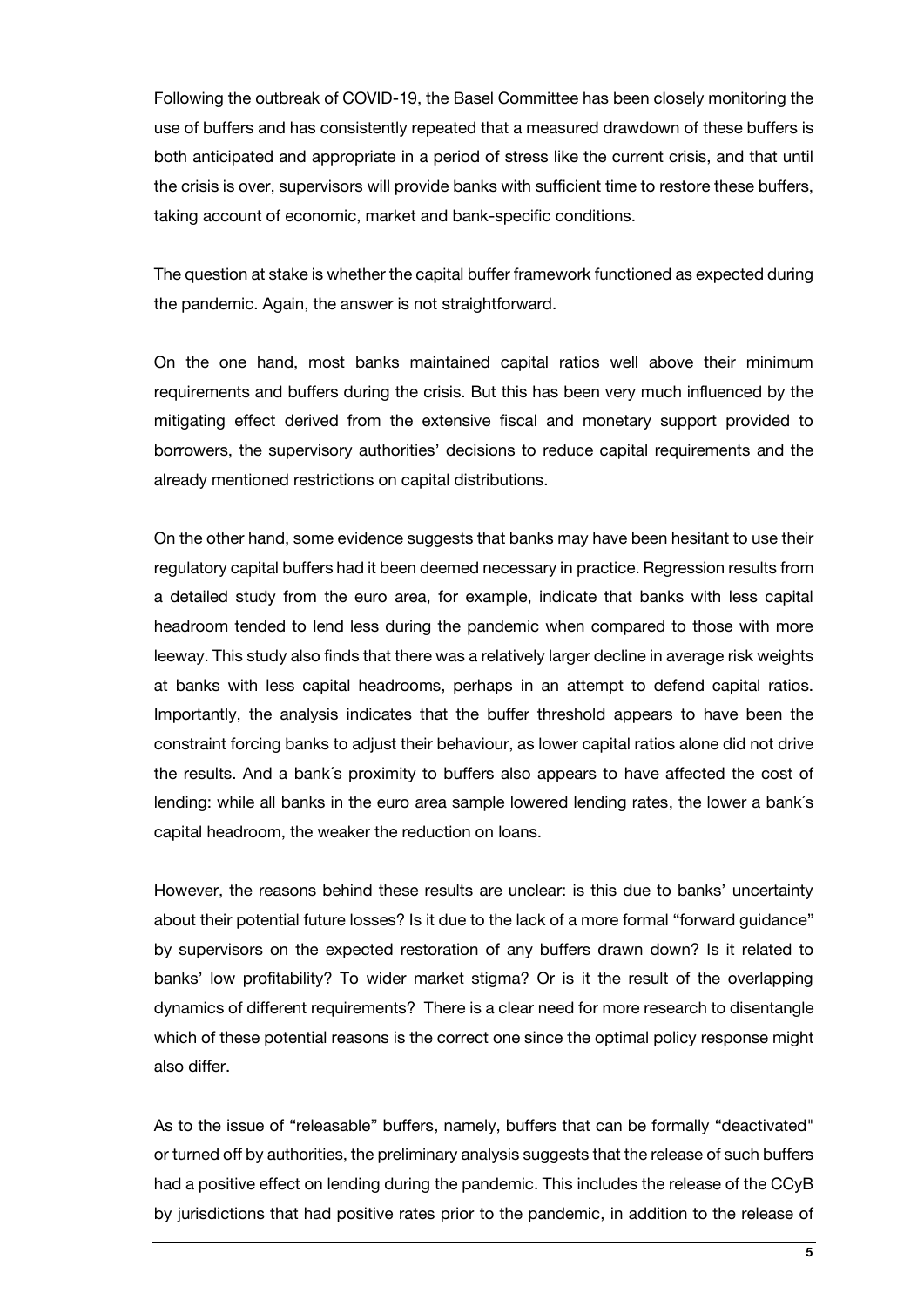Following the outbreak of COVID-19, the Basel Committee has been closely monitoring the use of buffers and has consistently repeated that a measured drawdown of these buffers is both anticipated and appropriate in a period of stress like the current crisis, and that until the crisis is over, supervisors will provide banks with sufficient time to restore these buffers, taking account of economic, market and bank-specific conditions.

The question at stake is whether the capital buffer framework functioned as expected during the pandemic. Again, the answer is not straightforward.

On the one hand, most banks maintained capital ratios well above their minimum requirements and buffers during the crisis. But this has been very much influenced by the mitigating effect derived from the extensive fiscal and monetary support provided to borrowers, the supervisory authorities' decisions to reduce capital requirements and the already mentioned restrictions on capital distributions.

On the other hand, some evidence suggests that banks may have been hesitant to use their regulatory capital buffers had it been deemed necessary in practice. Regression results from a detailed study from the euro area, for example, indicate that banks with less capital headroom tended to lend less during the pandemic when compared to those with more leeway. This study also finds that there was a relatively larger decline in average risk weights at banks with less capital headrooms, perhaps in an attempt to defend capital ratios. Importantly, the analysis indicates that the buffer threshold appears to have been the constraint forcing banks to adjust their behaviour, as lower capital ratios alone did not drive the results. And a bank´s proximity to buffers also appears to have affected the cost of lending: while all banks in the euro area sample lowered lending rates, the lower a bank´s capital headroom, the weaker the reduction on loans.

However, the reasons behind these results are unclear: is this due to banks' uncertainty about their potential future losses? Is it due to the lack of a more formal "forward guidance" by supervisors on the expected restoration of any buffers drawn down? Is it related to banks' low profitability? To wider market stigma? Or is it the result of the overlapping dynamics of different requirements? There is a clear need for more research to disentangle which of these potential reasons is the correct one since the optimal policy response might also differ.

As to the issue of "releasable" buffers, namely, buffers that can be formally "deactivated" or turned off by authorities, the preliminary analysis suggests that the release of such buffers had a positive effect on lending during the pandemic. This includes the release of the CCyB by jurisdictions that had positive rates prior to the pandemic, in addition to the release of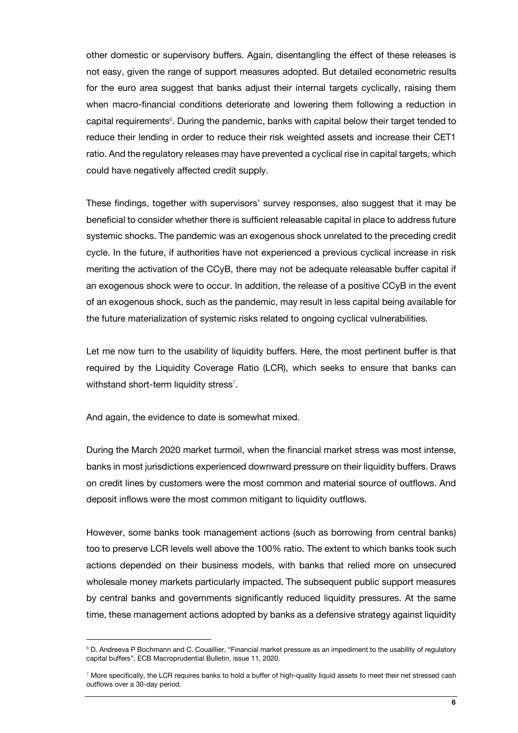other domestic or supervisory buffers. Again, disentangling the effect of these releases is not easy, given the range of support measures adopted. But detailed econometric results for the euro area suggest that banks adjust their internal targets cyclically, raising them when macro-financial conditions deteriorate and lowering them following a reduction in capital requirements[6]. During the pandemic, banks with capital below their target tended to reduce their lending in order to reduce their risk weighted assets and increase their CET1 ratio. And the regulatory releases may have prevented a cyclical rise in capital targets, which could have negatively affected credit supply.

These findings, together with supervisors' survey responses, also suggest that it may be beneficial to consider whether there is sufficient releasable capital in place to address future systemic shocks. The pandemic was an exogenous shock unrelated to the preceding credit cycle. In the future, if authorities have not experienced a previous cyclical increase in risk meriting the activation of the CCyB, there may not be adequate releasable buffer capital if an exogenous shock were to occur. In addition, the release of a positive CCyB in the event of an exogenous shock, such as the pandemic, may result in less capital being available for the future materialization of systemic risks related to ongoing cyclical vulnerabilities.

Let me now turn to the usability of liquidity buffers. Here, the most pertinent buffer is that required by the Liquidity Coverage Ratio (LCR), which seeks to ensure that banks can withstand short-term liquidity stress[7].

And again, the evidence to date is somewhat mixed.

During the March 2020 market turmoil, when the financial market stress was most intense, banks in most jurisdictions experienced downward pressure on their liquidity buffers. Draws on credit lines by customers were the most common and material source of outflows. And deposit inflows were the most common mitigant to liquidity outflows.

However, some banks took management actions (such as borrowing from central banks) too to preserve LCR levels well above the 100% ratio. The extent to which banks took such actions depended on their business models, with banks that relied more on unsecured wholesale money markets particularly impacted. The subsequent public support measures by central banks and governments significantly reduced liquidity pressures. At the same time, these management actions adopted by banks as a defensive strategy against liquidity

[6] D. Andreeva P Bochmann and C. Couaillier, "Financial market pressure as an impediment to the usability of regulatory capital buffers", ECB Macroprudential Bulletin, issue 11, 2020.

[7] More specifically, the LCR requires banks to hold a buffer of high-quality liquid assets to meet their net stressed cash outflows over a 30-day period.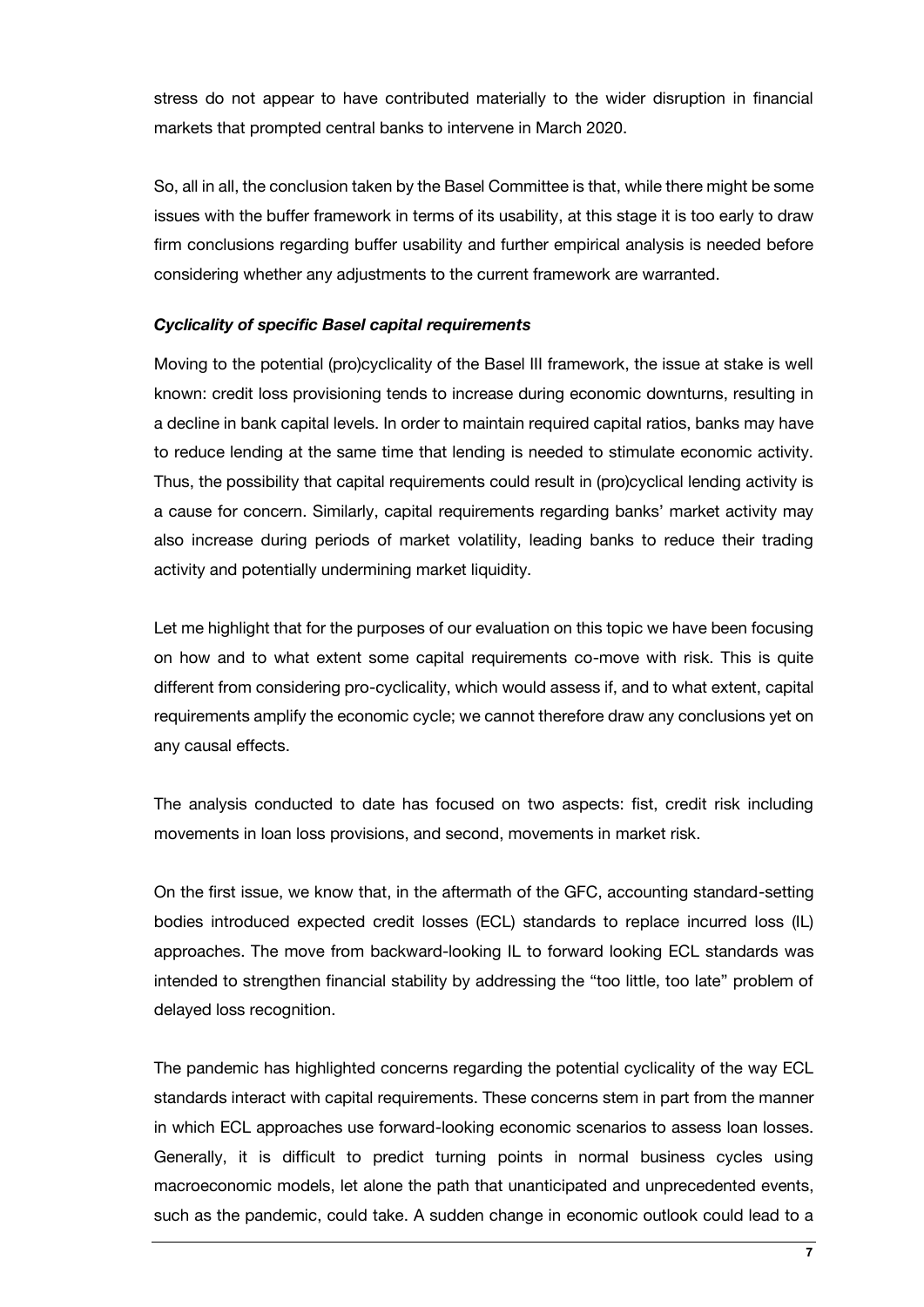stress do not appear to have contributed materially to the wider disruption in financial markets that prompted central banks to intervene in March 2020.

So, all in all, the conclusion taken by the Basel Committee is that, while there might be some issues with the buffer framework in terms of its usability, at this stage it is too early to draw firm conclusions regarding buffer usability and further empirical analysis is needed before considering whether any adjustments to the current framework are warranted.

***Cyclicality of specific Basel capital requirements***

Moving to the potential (pro)cyclicality of the Basel III framework, the issue at stake is well known: credit loss provisioning tends to increase during economic downturns, resulting in a decline in bank capital levels. In order to maintain required capital ratios, banks may have to reduce lending at the same time that lending is needed to stimulate economic activity. Thus, the possibility that capital requirements could result in (pro)cyclical lending activity is a cause for concern. Similarly, capital requirements regarding banks' market activity may also increase during periods of market volatility, leading banks to reduce their trading activity and potentially undermining market liquidity.

Let me highlight that for the purposes of our evaluation on this topic we have been focusing on how and to what extent some capital requirements co-move with risk. This is quite different from considering pro-cyclicality, which would assess if, and to what extent, capital requirements amplify the economic cycle; we cannot therefore draw any conclusions yet on any causal effects.

The analysis conducted to date has focused on two aspects: fist, credit risk including movements in loan loss provisions, and second, movements in market risk.

On the first issue, we know that, in the aftermath of the GFC, accounting standard-setting bodies introduced expected credit losses (ECL) standards to replace incurred loss (IL) approaches. The move from backward-looking IL to forward looking ECL standards was intended to strengthen financial stability by addressing the "too little, too late" problem of delayed loss recognition.

The pandemic has highlighted concerns regarding the potential cyclicality of the way ECL standards interact with capital requirements. These concerns stem in part from the manner in which ECL approaches use forward-looking economic scenarios to assess loan losses. Generally, it is difficult to predict turning points in normal business cycles using macroeconomic models, let alone the path that unanticipated and unprecedented events, such as the pandemic, could take. A sudden change in economic outlook could lead to a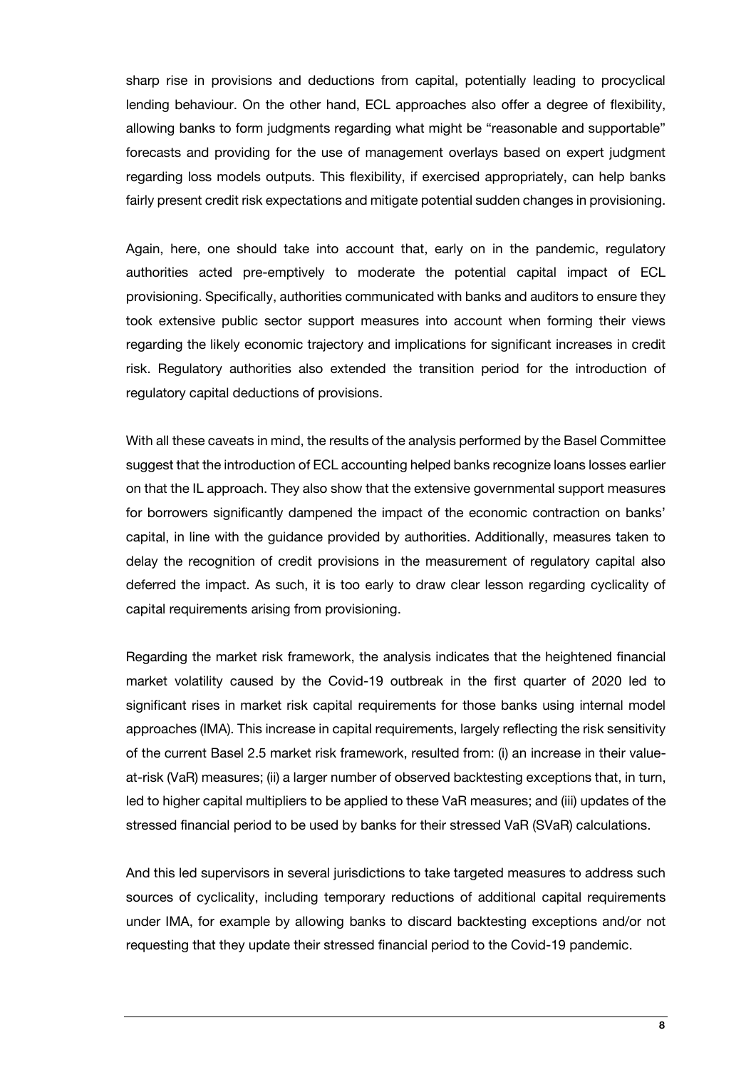sharp rise in provisions and deductions from capital, potentially leading to procyclical lending behaviour. On the other hand, ECL approaches also offer a degree of flexibility, allowing banks to form judgments regarding what might be "reasonable and supportable" forecasts and providing for the use of management overlays based on expert judgment regarding loss models outputs. This flexibility, if exercised appropriately, can help banks fairly present credit risk expectations and mitigate potential sudden changes in provisioning.

Again, here, one should take into account that, early on in the pandemic, regulatory authorities acted pre-emptively to moderate the potential capital impact of ECL provisioning. Specifically, authorities communicated with banks and auditors to ensure they took extensive public sector support measures into account when forming their views regarding the likely economic trajectory and implications for significant increases in credit risk. Regulatory authorities also extended the transition period for the introduction of regulatory capital deductions of provisions.

With all these caveats in mind, the results of the analysis performed by the Basel Committee suggest that the introduction of ECL accounting helped banks recognize loans losses earlier on that the IL approach. They also show that the extensive governmental support measures for borrowers significantly dampened the impact of the economic contraction on banks' capital, in line with the guidance provided by authorities. Additionally, measures taken to delay the recognition of credit provisions in the measurement of regulatory capital also deferred the impact. As such, it is too early to draw clear lesson regarding cyclicality of capital requirements arising from provisioning.

Regarding the market risk framework, the analysis indicates that the heightened financial market volatility caused by the Covid-19 outbreak in the first quarter of 2020 led to significant rises in market risk capital requirements for those banks using internal model approaches (IMA). This increase in capital requirements, largely reflecting the risk sensitivity of the current Basel 2.5 market risk framework, resulted from: (i) an increase in their value-at-risk (VaR) measures; (ii) a larger number of observed backtesting exceptions that, in turn, led to higher capital multipliers to be applied to these VaR measures; and (iii) updates of the stressed financial period to be used by banks for their stressed VaR (SVaR) calculations.

And this led supervisors in several jurisdictions to take targeted measures to address such sources of cyclicality, including temporary reductions of additional capital requirements under IMA, for example by allowing banks to discard backtesting exceptions and/or not requesting that they update their stressed financial period to the Covid-19 pandemic.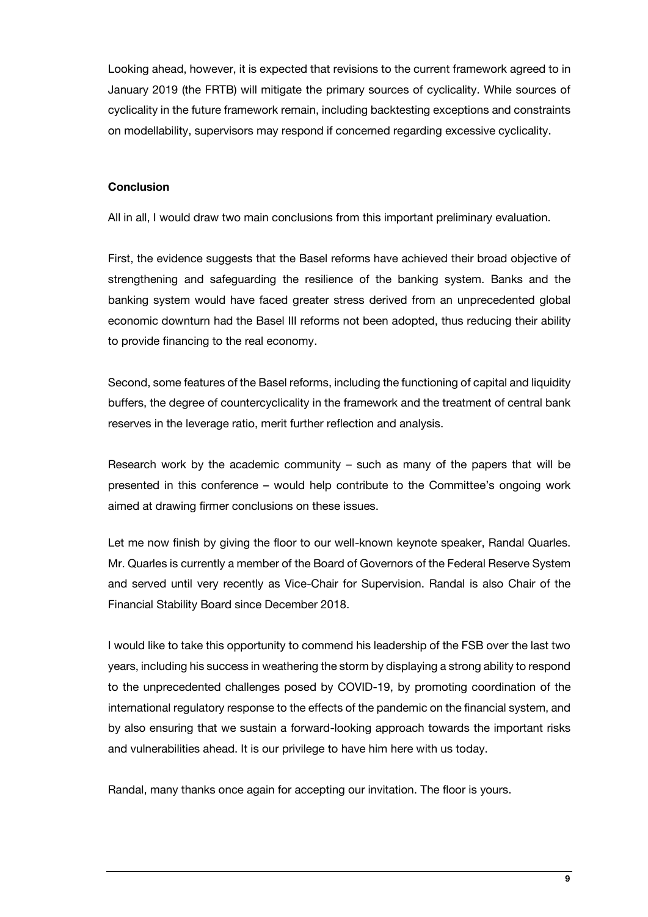Looking ahead, however, it is expected that revisions to the current framework agreed to in January 2019 (the FRTB) will mitigate the primary sources of cyclicality. While sources of cyclicality in the future framework remain, including backtesting exceptions and constraints on modellability, supervisors may respond if concerned regarding excessive cyclicality.

**Conclusion**

All in all, I would draw two main conclusions from this important preliminary evaluation.

First, the evidence suggests that the Basel reforms have achieved their broad objective of strengthening and safeguarding the resilience of the banking system. Banks and the banking system would have faced greater stress derived from an unprecedented global economic downturn had the Basel III reforms not been adopted, thus reducing their ability to provide financing to the real economy.

Second, some features of the Basel reforms, including the functioning of capital and liquidity buffers, the degree of countercyclicality in the framework and the treatment of central bank reserves in the leverage ratio, merit further reflection and analysis.

Research work by the academic community – such as many of the papers that will be presented in this conference – would help contribute to the Committee's ongoing work aimed at drawing firmer conclusions on these issues.

Let me now finish by giving the floor to our well-known keynote speaker, Randal Quarles. Mr. Quarles is currently a member of the Board of Governors of the Federal Reserve System and served until very recently as Vice-Chair for Supervision. Randal is also Chair of the Financial Stability Board since December 2018.

I would like to take this opportunity to commend his leadership of the FSB over the last two years, including his success in weathering the storm by displaying a strong ability to respond to the unprecedented challenges posed by COVID-19, by promoting coordination of the international regulatory response to the effects of the pandemic on the financial system, and by also ensuring that we sustain a forward-looking approach towards the important risks and vulnerabilities ahead. It is our privilege to have him here with us today.

Randal, many thanks once again for accepting our invitation. The floor is yours.